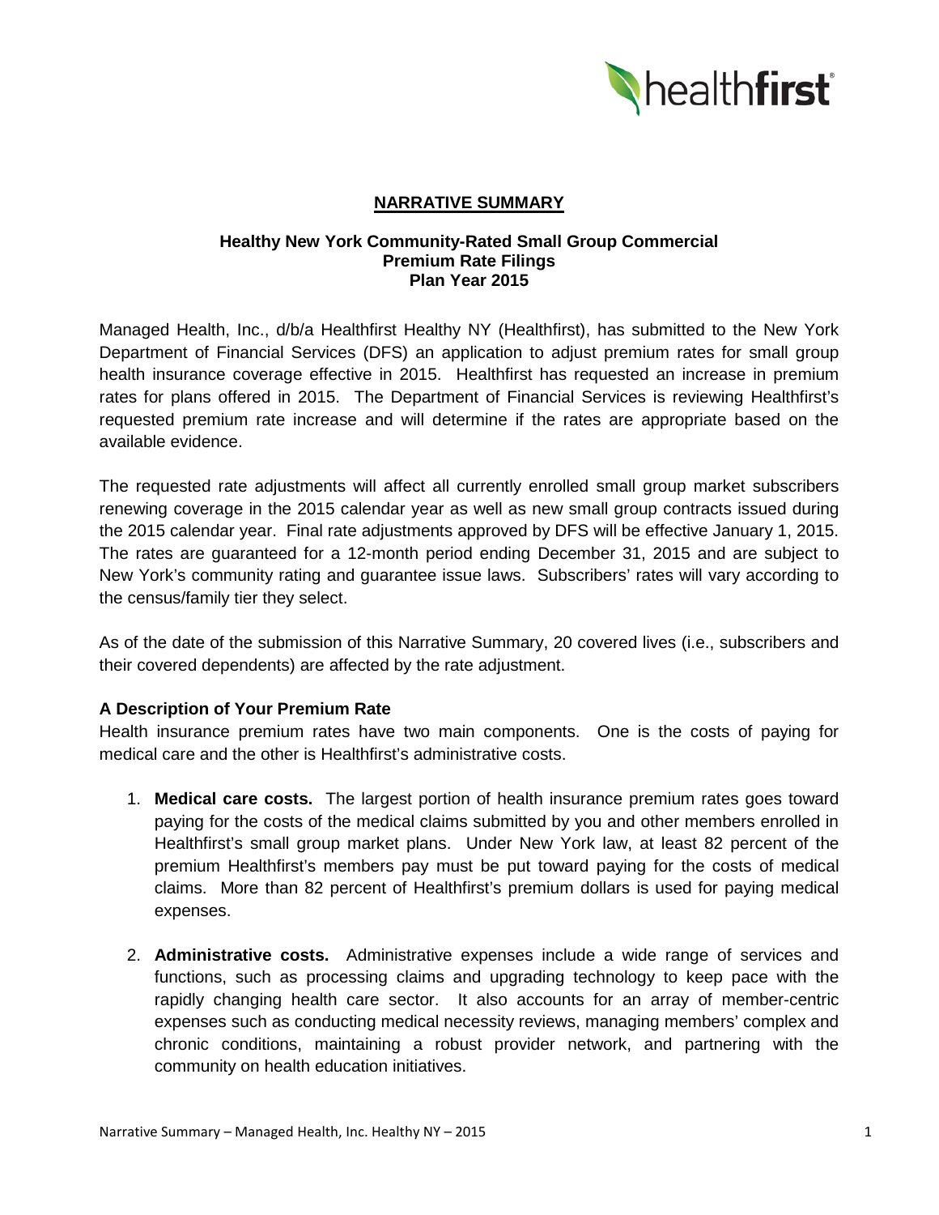## NARRATIVE SUMMARY

**Healthy New York Community-Rated Small Group Commercial**
**Premium Rate Filings**
**Plan Year 2015**

Managed Health, Inc., d/b/a Healthfirst Healthy NY (Healthfirst), has submitted to the New York Department of Financial Services (DFS) an application to adjust premium rates for small group health insurance coverage effective in 2015. Healthfirst has requested an increase in premium rates for plans offered in 2015. The Department of Financial Services is reviewing Healthfirst's requested premium rate increase and will determine if the rates are appropriate based on the available evidence.

The requested rate adjustments will affect all currently enrolled small group market subscribers renewing coverage in the 2015 calendar year as well as new small group contracts issued during the 2015 calendar year. Final rate adjustments approved by DFS will be effective January 1, 2015. The rates are guaranteed for a 12-month period ending December 31, 2015 and are subject to New York's community rating and guarantee issue laws. Subscribers' rates will vary according to the census/family tier they select.

As of the date of the submission of this Narrative Summary, 20 covered lives (i.e., subscribers and their covered dependents) are affected by the rate adjustment.

### A Description of Your Premium Rate

Health insurance premium rates have two main components. One is the costs of paying for medical care and the other is Healthfirst's administrative costs.

1. **Medical care costs.** The largest portion of health insurance premium rates goes toward paying for the costs of the medical claims submitted by you and other members enrolled in Healthfirst's small group market plans. Under New York law, at least 82 percent of the premium Healthfirst's members pay must be put toward paying for the costs of medical claims. More than 82 percent of Healthfirst's premium dollars is used for paying medical expenses.

2. **Administrative costs.** Administrative expenses include a wide range of services and functions, such as processing claims and upgrading technology to keep pace with the rapidly changing health care sector. It also accounts for an array of member-centric expenses such as conducting medical necessity reviews, managing members' complex and chronic conditions, maintaining a robust provider network, and partnering with the community on health education initiatives.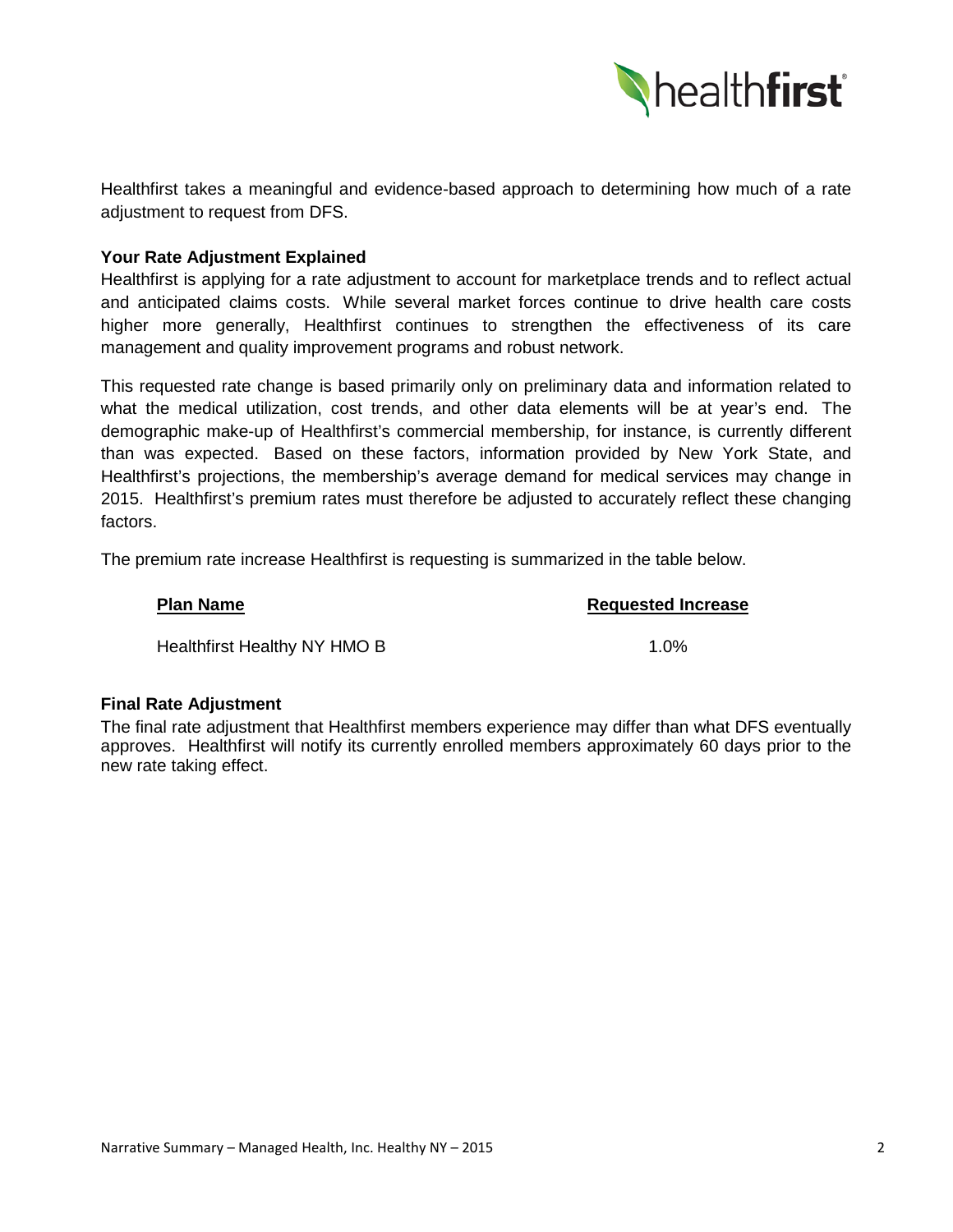Healthfirst takes a meaningful and evidence-based approach to determining how much of a rate adjustment to request from DFS.

**Your Rate Adjustment Explained**

Healthfirst is applying for a rate adjustment to account for marketplace trends and to reflect actual and anticipated claims costs. While several market forces continue to drive health care costs higher more generally, Healthfirst continues to strengthen the effectiveness of its care management and quality improvement programs and robust network.

This requested rate change is based primarily only on preliminary data and information related to what the medical utilization, cost trends, and other data elements will be at year's end. The demographic make-up of Healthfirst's commercial membership, for instance, is currently different than was expected. Based on these factors, information provided by New York State, and Healthfirst's projections, the membership's average demand for medical services may change in 2015. Healthfirst's premium rates must therefore be adjusted to accurately reflect these changing factors.

The premium rate increase Healthfirst is requesting is summarized in the table below.

| Plan Name | Requested Increase |
| --- | --- |
| Healthfirst Healthy NY HMO B | 1.0% |

**Final Rate Adjustment**

The final rate adjustment that Healthfirst members experience may differ than what DFS eventually approves. Healthfirst will notify its currently enrolled members approximately 60 days prior to the new rate taking effect.